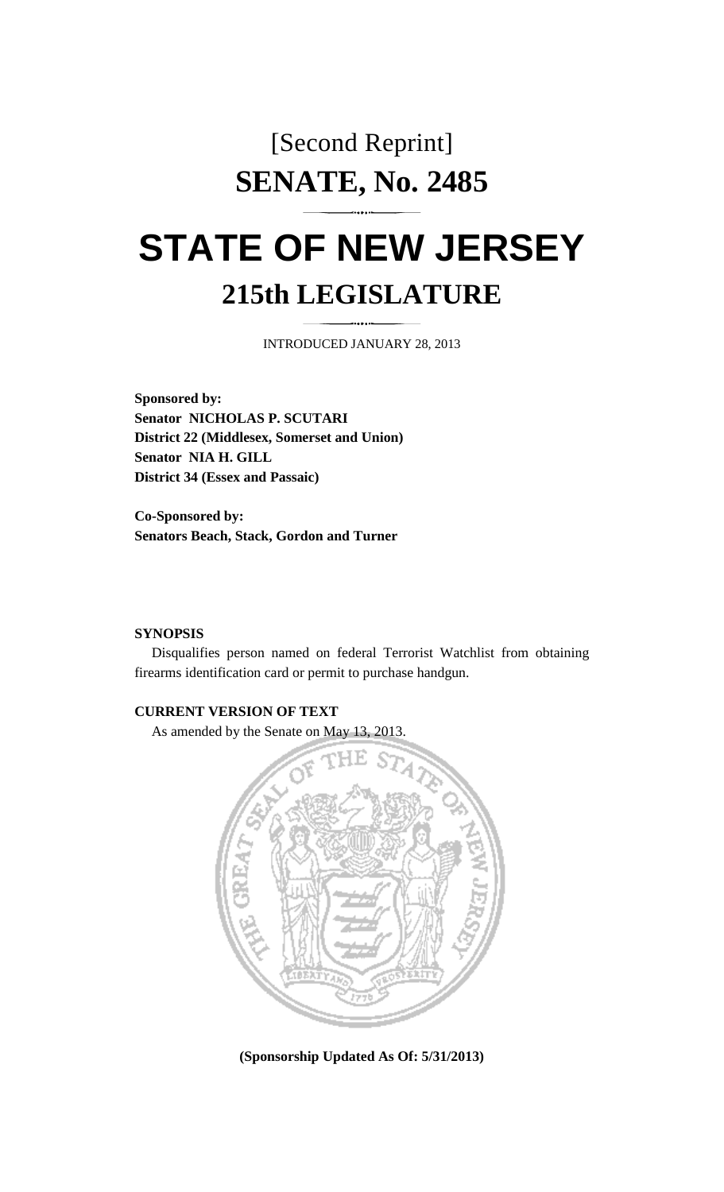# [Second Reprint]

# SENATE, No. 2485

# STATE OF NEW JERSEY

## 215th LEGISLATURE

INTRODUCED JANUARY 28, 2013

**Sponsored by:**
**Senator NICHOLAS P. SCUTARI**
**District 22 (Middlesex, Somerset and Union)**
**Senator NIA H. GILL**
**District 34 (Essex and Passaic)**

**Co-Sponsored by:**
**Senators Beach, Stack, Gordon and Turner**

**SYNOPSIS**

Disqualifies person named on federal Terrorist Watchlist from obtaining firearms identification card or permit to purchase handgun.

**CURRENT VERSION OF TEXT**

As amended by the Senate on May 13, 2013.

**(Sponsorship Updated As Of: 5/31/2013)**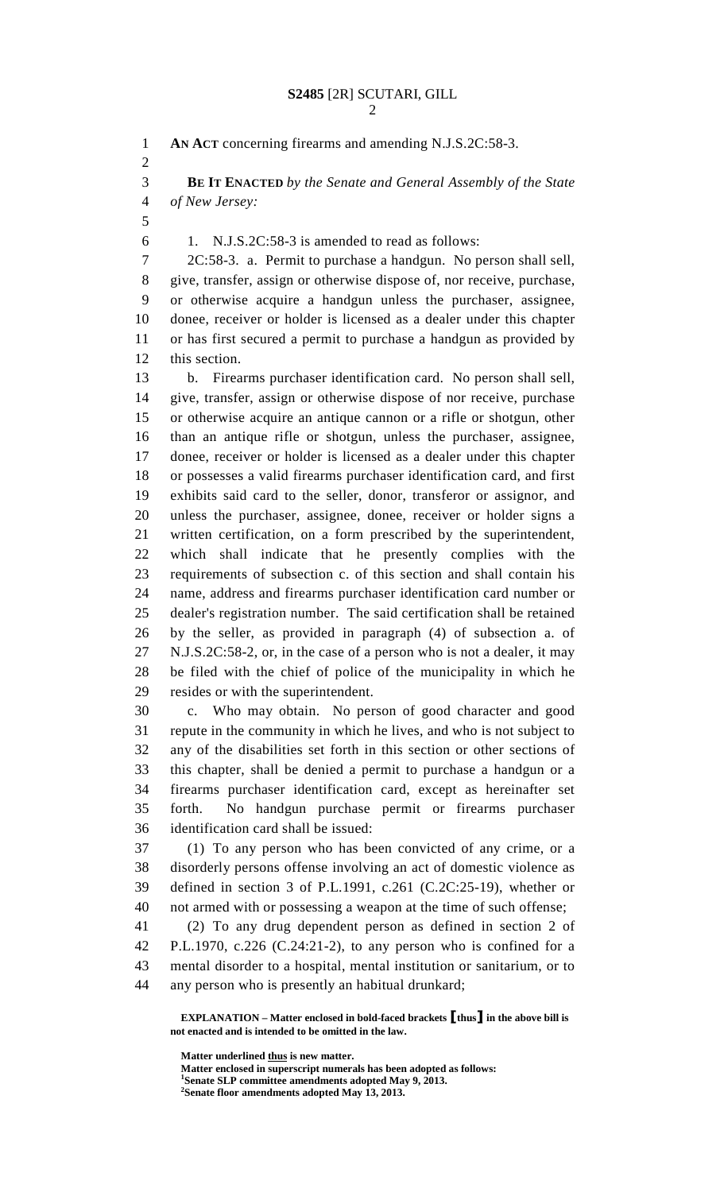**AN ACT** concerning firearms and amending N.J.S.2C:58-3.

**BE IT ENACTED** *by the Senate and General Assembly of the State of New Jersey:*

1. N.J.S.2C:58-3 is amended to read as follows:

2C:58-3. a. Permit to purchase a handgun. No person shall sell, give, transfer, assign or otherwise dispose of, nor receive, purchase, or otherwise acquire a handgun unless the purchaser, assignee, donee, receiver or holder is licensed as a dealer under this chapter or has first secured a permit to purchase a handgun as provided by this section.

b. Firearms purchaser identification card. No person shall sell, give, transfer, assign or otherwise dispose of nor receive, purchase or otherwise acquire an antique cannon or a rifle or shotgun, other than an antique rifle or shotgun, unless the purchaser, assignee, donee, receiver or holder is licensed as a dealer under this chapter or possesses a valid firearms purchaser identification card, and first exhibits said card to the seller, donor, transferor or assignor, and unless the purchaser, assignee, donee, receiver or holder signs a written certification, on a form prescribed by the superintendent, which shall indicate that he presently complies with the requirements of subsection c. of this section and shall contain his name, address and firearms purchaser identification card number or dealer's registration number. The said certification shall be retained by the seller, as provided in paragraph (4) of subsection a. of N.J.S.2C:58-2, or, in the case of a person who is not a dealer, it may be filed with the chief of police of the municipality in which he resides or with the superintendent.

c. Who may obtain. No person of good character and good repute in the community in which he lives, and who is not subject to any of the disabilities set forth in this section or other sections of this chapter, shall be denied a permit to purchase a handgun or a firearms purchaser identification card, except as hereinafter set forth. No handgun purchase permit or firearms purchaser identification card shall be issued:

(1) To any person who has been convicted of any crime, or a disorderly persons offense involving an act of domestic violence as defined in section 3 of P.L.1991, c.261 (C.2C:25-19), whether or not armed with or possessing a weapon at the time of such offense;

(2) To any drug dependent person as defined in section 2 of P.L.1970, c.226 (C.24:21-2), to any person who is confined for a mental disorder to a hospital, mental institution or sanitarium, or to any person who is presently an habitual drunkard;

**EXPLANATION – Matter enclosed in bold-faced brackets [thus] in the above bill is not enacted and is intended to be omitted in the law.**

**Matter underlined thus is new matter.**
**Matter enclosed in superscript numerals has been adopted as follows:**
[1]**Senate SLP committee amendments adopted May 9, 2013.**
[2]**Senate floor amendments adopted May 13, 2013.**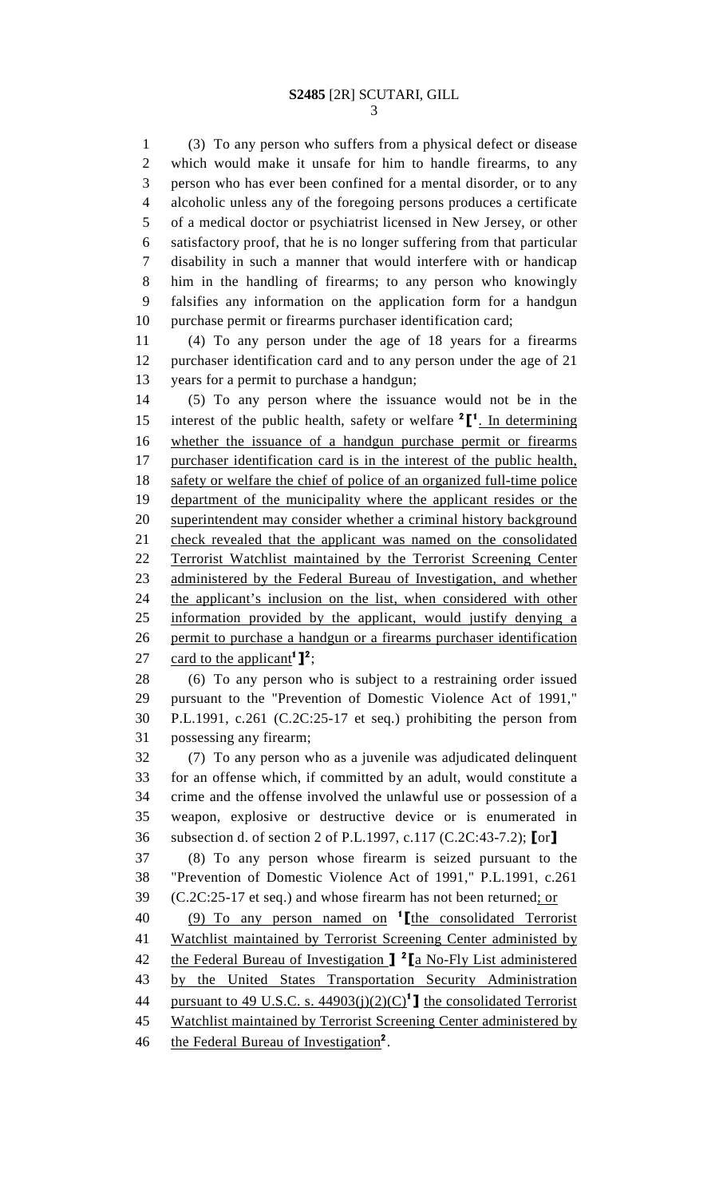(3) To any person who suffers from a physical defect or disease which would make it unsafe for him to handle firearms, to any person who has ever been confined for a mental disorder, or to any alcoholic unless any of the foregoing persons produces a certificate of a medical doctor or psychiatrist licensed in New Jersey, or other satisfactory proof, that he is no longer suffering from that particular disability in such a manner that would interfere with or handicap him in the handling of firearms; to any person who knowingly falsifies any information on the application form for a handgun purchase permit or firearms purchaser identification card;

(4) To any person under the age of 18 years for a firearms purchaser identification card and to any person under the age of 21 years for a permit to purchase a handgun;

(5) To any person where the issuance would not be in the interest of the public health, safety or welfare [2][[1]. In determining whether the issuance of a handgun purchase permit or firearms purchaser identification card is in the interest of the public health, safety or welfare the chief of police of an organized full-time police department of the municipality where the applicant resides or the superintendent may consider whether a criminal history background check revealed that the applicant was named on the consolidated Terrorist Watchlist maintained by the Terrorist Screening Center administered by the Federal Bureau of Investigation, and whether the applicant's inclusion on the list, when considered with other information provided by the applicant, would justify denying a permit to purchase a handgun or a firearms purchaser identification card to the applicant[1]][2];

(6) To any person who is subject to a restraining order issued pursuant to the "Prevention of Domestic Violence Act of 1991," P.L.1991, c.261 (C.2C:25-17 et seq.) prohibiting the person from possessing any firearm;

(7) To any person who as a juvenile was adjudicated delinquent for an offense which, if committed by an adult, would constitute a crime and the offense involved the unlawful use or possession of a weapon, explosive or destructive device or is enumerated in subsection d. of section 2 of P.L.1997, c.117 (C.2C:43-7.2); [or]

(8) To any person whose firearm is seized pursuant to the "Prevention of Domestic Violence Act of 1991," P.L.1991, c.261 (C.2C:25-17 et seq.) and whose firearm has not been returned; or

(9) To any person named on [1][the consolidated Terrorist Watchlist maintained by Terrorist Screening Center administed by the Federal Bureau of Investigation ] [2][a No-Fly List administered by the United States Transportation Security Administration pursuant to 49 U.S.C. s. 44903(j)(2)(C)[1]] the consolidated Terrorist Watchlist maintained by Terrorist Screening Center administered by the Federal Bureau of Investigation[2].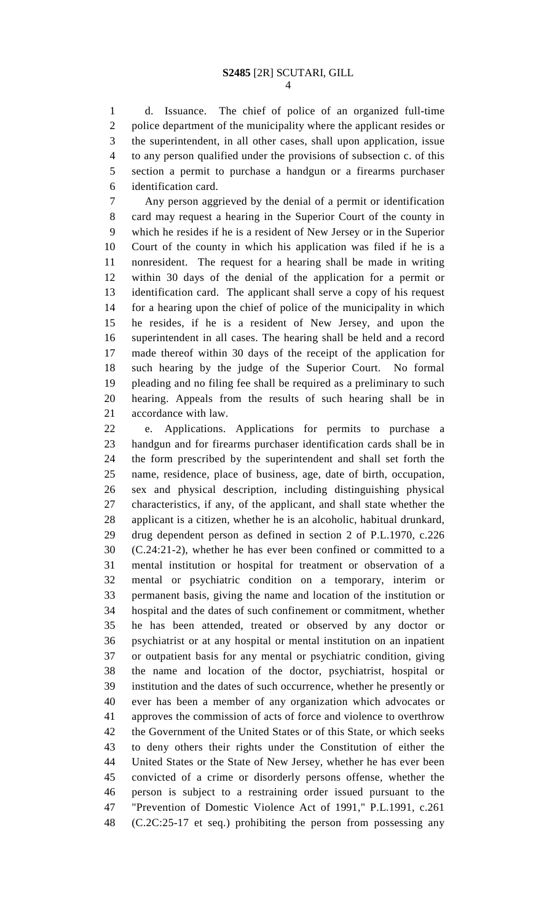d. Issuance. The chief of police of an organized full-time police department of the municipality where the applicant resides or the superintendent, in all other cases, shall upon application, issue to any person qualified under the provisions of subsection c. of this section a permit to purchase a handgun or a firearms purchaser identification card.

Any person aggrieved by the denial of a permit or identification card may request a hearing in the Superior Court of the county in which he resides if he is a resident of New Jersey or in the Superior Court of the county in which his application was filed if he is a nonresident. The request for a hearing shall be made in writing within 30 days of the denial of the application for a permit or identification card. The applicant shall serve a copy of his request for a hearing upon the chief of police of the municipality in which he resides, if he is a resident of New Jersey, and upon the superintendent in all cases. The hearing shall be held and a record made thereof within 30 days of the receipt of the application for such hearing by the judge of the Superior Court. No formal pleading and no filing fee shall be required as a preliminary to such hearing. Appeals from the results of such hearing shall be in accordance with law.

e. Applications. Applications for permits to purchase a handgun and for firearms purchaser identification cards shall be in the form prescribed by the superintendent and shall set forth the name, residence, place of business, age, date of birth, occupation, sex and physical description, including distinguishing physical characteristics, if any, of the applicant, and shall state whether the applicant is a citizen, whether he is an alcoholic, habitual drunkard, drug dependent person as defined in section 2 of P.L.1970, c.226 (C.24:21-2), whether he has ever been confined or committed to a mental institution or hospital for treatment or observation of a mental or psychiatric condition on a temporary, interim or permanent basis, giving the name and location of the institution or hospital and the dates of such confinement or commitment, whether he has been attended, treated or observed by any doctor or psychiatrist or at any hospital or mental institution on an inpatient or outpatient basis for any mental or psychiatric condition, giving the name and location of the doctor, psychiatrist, hospital or institution and the dates of such occurrence, whether he presently or ever has been a member of any organization which advocates or approves the commission of acts of force and violence to overthrow the Government of the United States or of this State, or which seeks to deny others their rights under the Constitution of either the United States or the State of New Jersey, whether he has ever been convicted of a crime or disorderly persons offense, whether the person is subject to a restraining order issued pursuant to the "Prevention of Domestic Violence Act of 1991," P.L.1991, c.261 (C.2C:25-17 et seq.) prohibiting the person from possessing any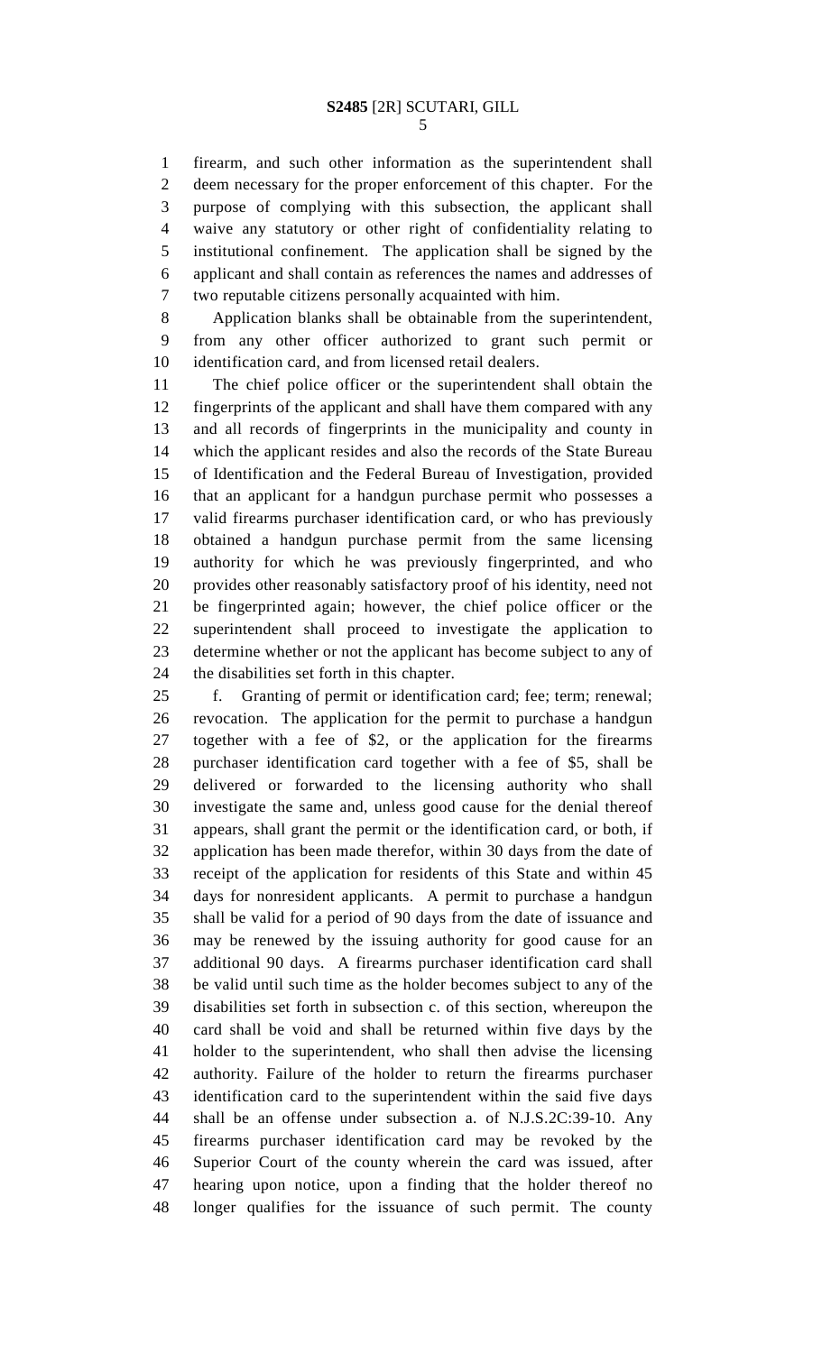firearm, and such other information as the superintendent shall deem necessary for the proper enforcement of this chapter. For the purpose of complying with this subsection, the applicant shall waive any statutory or other right of confidentiality relating to institutional confinement. The application shall be signed by the applicant and shall contain as references the names and addresses of two reputable citizens personally acquainted with him.

Application blanks shall be obtainable from the superintendent, from any other officer authorized to grant such permit or identification card, and from licensed retail dealers.

The chief police officer or the superintendent shall obtain the fingerprints of the applicant and shall have them compared with any and all records of fingerprints in the municipality and county in which the applicant resides and also the records of the State Bureau of Identification and the Federal Bureau of Investigation, provided that an applicant for a handgun purchase permit who possesses a valid firearms purchaser identification card, or who has previously obtained a handgun purchase permit from the same licensing authority for which he was previously fingerprinted, and who provides other reasonably satisfactory proof of his identity, need not be fingerprinted again; however, the chief police officer or the superintendent shall proceed to investigate the application to determine whether or not the applicant has become subject to any of the disabilities set forth in this chapter.

f. Granting of permit or identification card; fee; term; renewal; revocation. The application for the permit to purchase a handgun together with a fee of $2, or the application for the firearms purchaser identification card together with a fee of $5, shall be delivered or forwarded to the licensing authority who shall investigate the same and, unless good cause for the denial thereof appears, shall grant the permit or the identification card, or both, if application has been made therefor, within 30 days from the date of receipt of the application for residents of this State and within 45 days for nonresident applicants. A permit to purchase a handgun shall be valid for a period of 90 days from the date of issuance and may be renewed by the issuing authority for good cause for an additional 90 days. A firearms purchaser identification card shall be valid until such time as the holder becomes subject to any of the disabilities set forth in subsection c. of this section, whereupon the card shall be void and shall be returned within five days by the holder to the superintendent, who shall then advise the licensing authority. Failure of the holder to return the firearms purchaser identification card to the superintendent within the said five days shall be an offense under subsection a. of N.J.S.2C:39-10. Any firearms purchaser identification card may be revoked by the Superior Court of the county wherein the card was issued, after hearing upon notice, upon a finding that the holder thereof no longer qualifies for the issuance of such permit. The county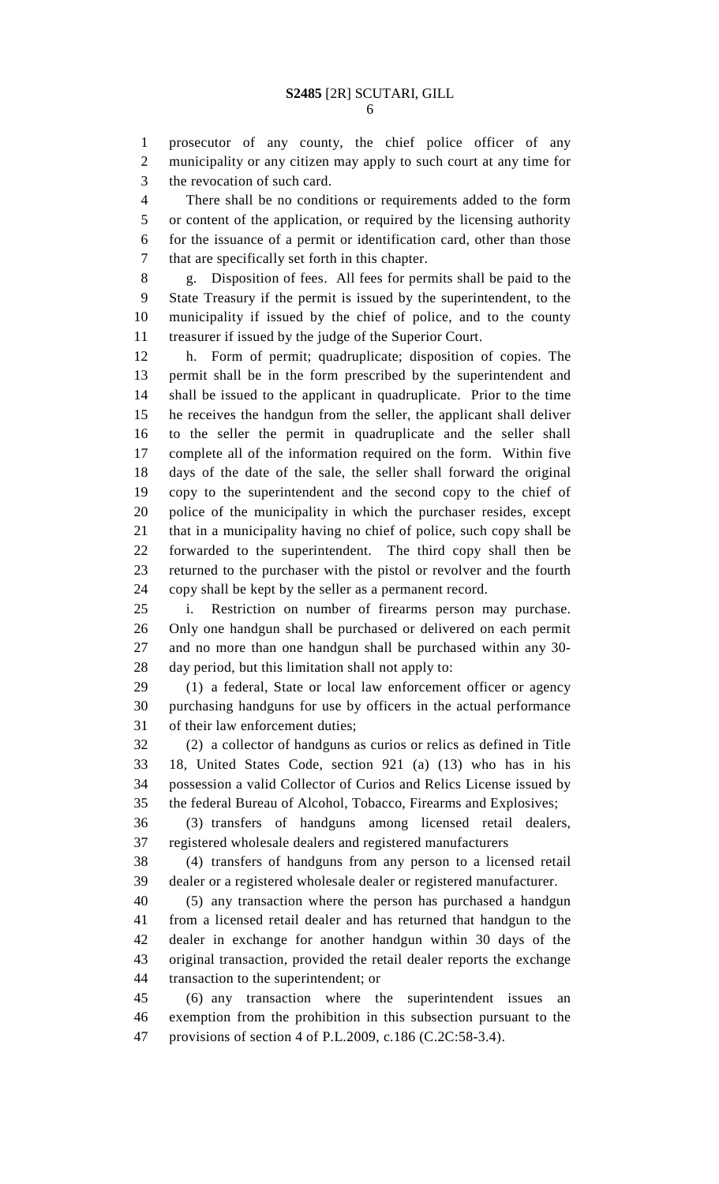prosecutor of any county, the chief police officer of any municipality or any citizen may apply to such court at any time for the revocation of such card.

There shall be no conditions or requirements added to the form or content of the application, or required by the licensing authority for the issuance of a permit or identification card, other than those that are specifically set forth in this chapter.

g. Disposition of fees. All fees for permits shall be paid to the State Treasury if the permit is issued by the superintendent, to the municipality if issued by the chief of police, and to the county treasurer if issued by the judge of the Superior Court.

h. Form of permit; quadruplicate; disposition of copies. The permit shall be in the form prescribed by the superintendent and shall be issued to the applicant in quadruplicate. Prior to the time he receives the handgun from the seller, the applicant shall deliver to the seller the permit in quadruplicate and the seller shall complete all of the information required on the form. Within five days of the date of the sale, the seller shall forward the original copy to the superintendent and the second copy to the chief of police of the municipality in which the purchaser resides, except that in a municipality having no chief of police, such copy shall be forwarded to the superintendent. The third copy shall then be returned to the purchaser with the pistol or revolver and the fourth copy shall be kept by the seller as a permanent record.

i. Restriction on number of firearms person may purchase. Only one handgun shall be purchased or delivered on each permit and no more than one handgun shall be purchased within any 30-day period, but this limitation shall not apply to:

(1) a federal, State or local law enforcement officer or agency purchasing handguns for use by officers in the actual performance of their law enforcement duties;

(2) a collector of handguns as curios or relics as defined in Title 18, United States Code, section 921 (a) (13) who has in his possession a valid Collector of Curios and Relics License issued by the federal Bureau of Alcohol, Tobacco, Firearms and Explosives;

(3) transfers of handguns among licensed retail dealers, registered wholesale dealers and registered manufacturers

(4) transfers of handguns from any person to a licensed retail dealer or a registered wholesale dealer or registered manufacturer.

(5) any transaction where the person has purchased a handgun from a licensed retail dealer and has returned that handgun to the dealer in exchange for another handgun within 30 days of the original transaction, provided the retail dealer reports the exchange transaction to the superintendent; or

(6) any transaction where the superintendent issues an exemption from the prohibition in this subsection pursuant to the provisions of section 4 of P.L.2009, c.186 (C.2C:58-3.4).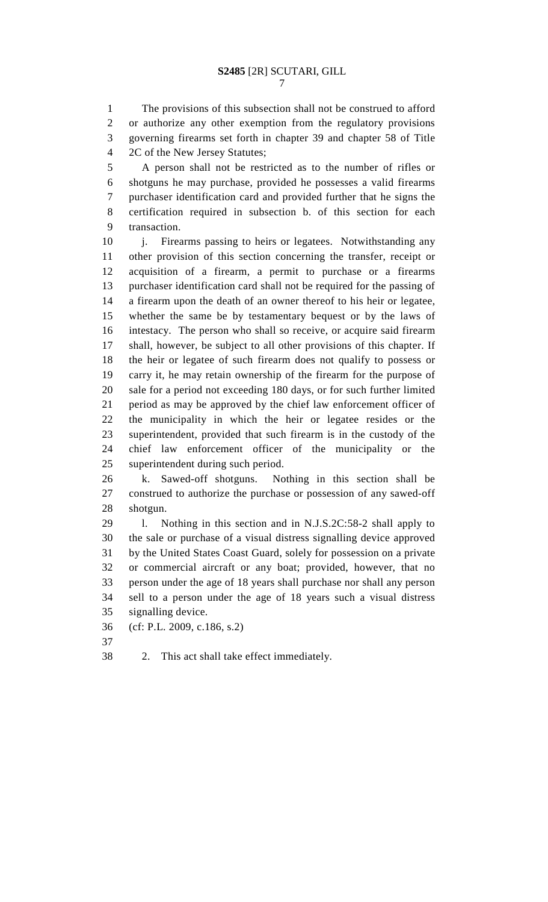The provisions of this subsection shall not be construed to afford or authorize any other exemption from the regulatory provisions governing firearms set forth in chapter 39 and chapter 58 of Title 2C of the New Jersey Statutes;

A person shall not be restricted as to the number of rifles or shotguns he may purchase, provided he possesses a valid firearms purchaser identification card and provided further that he signs the certification required in subsection b. of this section for each transaction.

j. Firearms passing to heirs or legatees. Notwithstanding any other provision of this section concerning the transfer, receipt or acquisition of a firearm, a permit to purchase or a firearms purchaser identification card shall not be required for the passing of a firearm upon the death of an owner thereof to his heir or legatee, whether the same be by testamentary bequest or by the laws of intestacy. The person who shall so receive, or acquire said firearm shall, however, be subject to all other provisions of this chapter. If the heir or legatee of such firearm does not qualify to possess or carry it, he may retain ownership of the firearm for the purpose of sale for a period not exceeding 180 days, or for such further limited period as may be approved by the chief law enforcement officer of the municipality in which the heir or legatee resides or the superintendent, provided that such firearm is in the custody of the chief law enforcement officer of the municipality or the superintendent during such period.

k. Sawed-off shotguns. Nothing in this section shall be construed to authorize the purchase or possession of any sawed-off shotgun.

l. Nothing in this section and in N.J.S.2C:58-2 shall apply to the sale or purchase of a visual distress signalling device approved by the United States Coast Guard, solely for possession on a private or commercial aircraft or any boat; provided, however, that no person under the age of 18 years shall purchase nor shall any person sell to a person under the age of 18 years such a visual distress signalling device.

(cf: P.L. 2009, c.186, s.2)

2. This act shall take effect immediately.